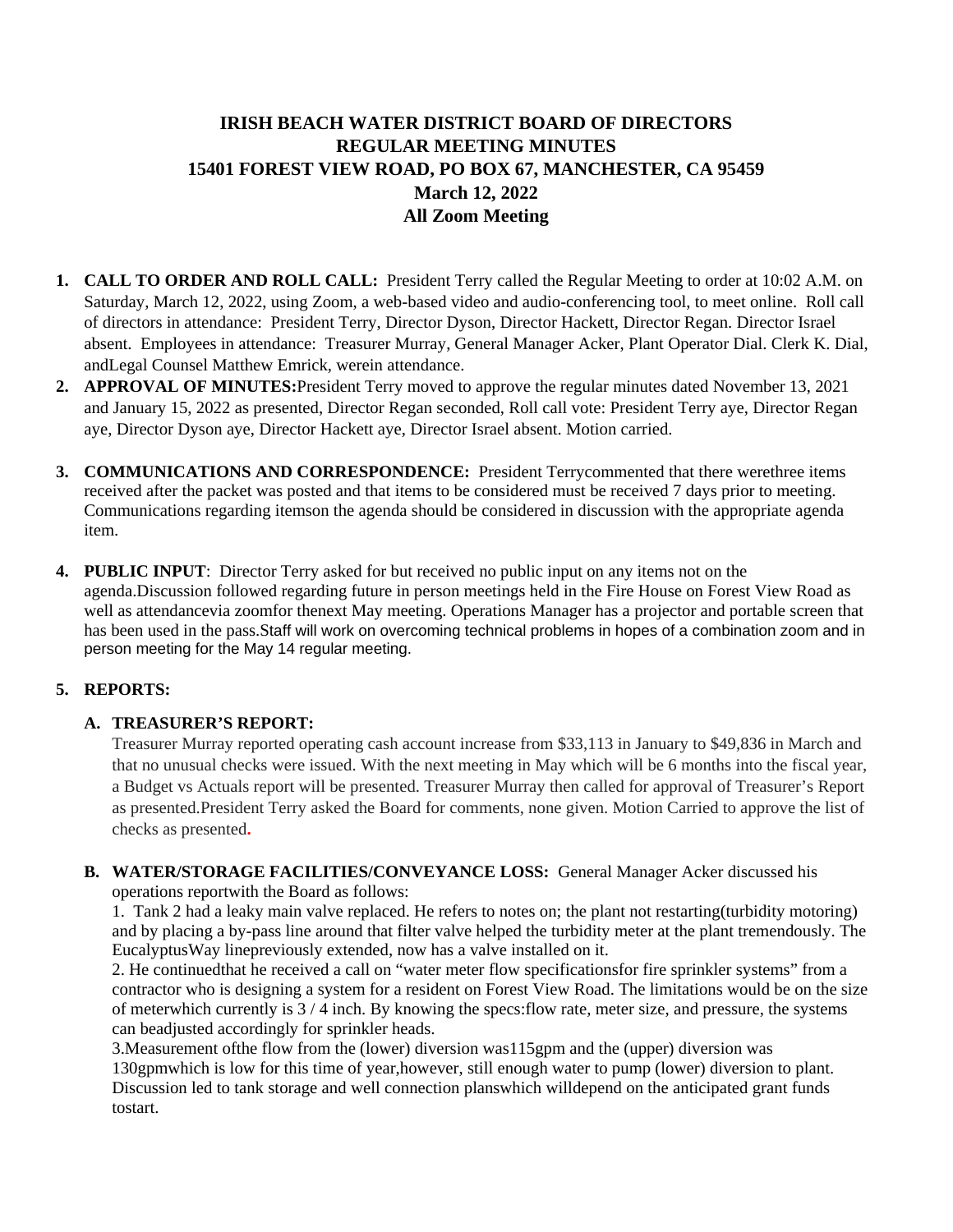# IRISH BEACH WATER DISTRICT BOARD OF DIRECTORS
## REGULAR MEETING MINUTES
## 15401 FOREST VIEW ROAD, PO BOX 67, MANCHESTER, CA 95459
## March 12, 2022
## All Zoom Meeting

1. **CALL TO ORDER AND ROLL CALL:** President Terry called the Regular Meeting to order at 10:02 A.M. on Saturday, March 12, 2022, using Zoom, a web-based video and audio-conferencing tool, to meet online. Roll call of directors in attendance: President Terry, Director Dyson, Director Hackett, Director Regan. Director Israel absent. Employees in attendance: Treasurer Murray, General Manager Acker, Plant Operator Dial. Clerk K. Dial, andLegal Counsel Matthew Emrick, werein attendance.
2. **APPROVAL OF MINUTES:**President Terry moved to approve the regular minutes dated November 13, 2021 and January 15, 2022 as presented, Director Regan seconded, Roll call vote: President Terry aye, Director Regan aye, Director Dyson aye, Director Hackett aye, Director Israel absent. Motion carried.
3. **COMMUNICATIONS AND CORRESPONDENCE:** President Terrycommented that there werethree items received after the packet was posted and that items to be considered must be received 7 days prior to meeting. Communications regarding itemson the agenda should be considered in discussion with the appropriate agenda item.
4. **PUBLIC INPUT**: Director Terry asked for but received no public input on any items not on the agenda.Discussion followed regarding future in person meetings held in the Fire House on Forest View Road as well as attendancevia zoomfor thenext May meeting. Operations Manager has a projector and portable screen that has been used in the pass.Staff will work on overcoming technical problems in hopes of a combination zoom and in person meeting for the May 14 regular meeting.
5. **REPORTS:**

   **A. TREASURER'S REPORT:**
   Treasurer Murray reported operating cash account increase from $33,113 in January to $49,836 in March and that no unusual checks were issued. With the next meeting in May which will be 6 months into the fiscal year, a Budget vs Actuals report will be presented. Treasurer Murray then called for approval of Treasurer's Report as presented.President Terry asked the Board for comments, none given. Motion Carried to approve the list of checks as presented**.**

   **B. WATER/STORAGE FACILITIES/CONVEYANCE LOSS:** General Manager Acker discussed his operations reportwith the Board as follows:
   1. Tank 2 had a leaky main valve replaced. He refers to notes on; the plant not restarting(turbidity motoring) and by placing a by-pass line around that filter valve helped the turbidity meter at the plant tremendously. The EucalyptusWay linepreviously extended, now has a valve installed on it.
   2. He continuedthat he received a call on "water meter flow specificationsfor fire sprinkler systems" from a contractor who is designing a system for a resident on Forest View Road. The limitations would be on the size of meterwhich currently is 3 / 4 inch. By knowing the specs:flow rate, meter size, and pressure, the systems can beadjusted accordingly for sprinkler heads.
   3.Measurement ofthe flow from the (lower) diversion was115gpm and the (upper) diversion was 130gpmwhich is low for this time of year,however, still enough water to pump (lower) diversion to plant. Discussion led to tank storage and well connection planswhich willdepend on the anticipated grant funds tostart.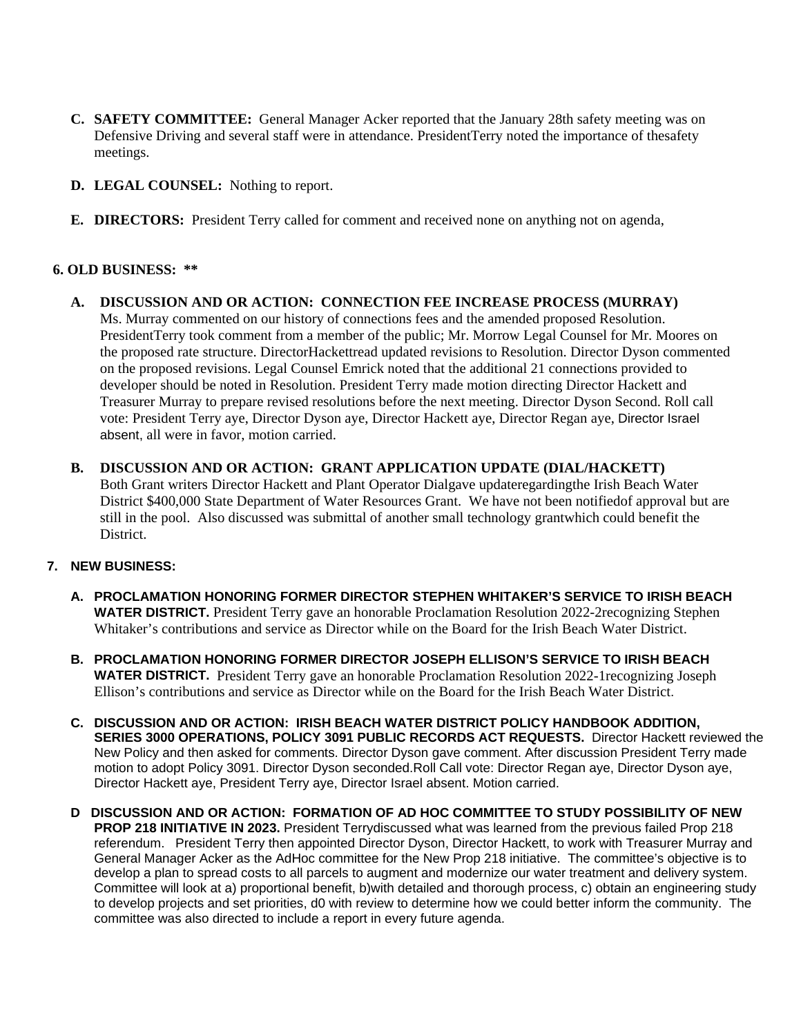**C. SAFETY COMMITTEE:** General Manager Acker reported that the January 28th safety meeting was on Defensive Driving and several staff were in attendance. PresidentTerry noted the importance of thesafety meetings.

**D. LEGAL COUNSEL:** Nothing to report.

**E. DIRECTORS:** President Terry called for comment and received none on anything not on agenda,

**6. OLD BUSINESS: \*\***

**A. DISCUSSION AND OR ACTION: CONNECTION FEE INCREASE PROCESS (MURRAY)**
Ms. Murray commented on our history of connections fees and the amended proposed Resolution. PresidentTerry took comment from a member of the public; Mr. Morrow Legal Counsel for Mr. Moores on the proposed rate structure. DirectorHackettread updated revisions to Resolution. Director Dyson commented on the proposed revisions. Legal Counsel Emrick noted that the additional 21 connections provided to developer should be noted in Resolution. President Terry made motion directing Director Hackett and Treasurer Murray to prepare revised resolutions before the next meeting. Director Dyson Second. Roll call vote: President Terry aye, Director Dyson aye, Director Hackett aye, Director Regan aye, Director Israel absent, all were in favor, motion carried.

**B. DISCUSSION AND OR ACTION: GRANT APPLICATION UPDATE (DIAL/HACKETT)**
Both Grant writers Director Hackett and Plant Operator Dialgave updateregardingthe Irish Beach Water District $400,000 State Department of Water Resources Grant. We have not been notifiedof approval but are still in the pool. Also discussed was submittal of another small technology grantwhich could benefit the District.

**7. NEW BUSINESS:**

**A. PROCLAMATION HONORING FORMER DIRECTOR STEPHEN WHITAKER'S SERVICE TO IRISH BEACH WATER DISTRICT.** President Terry gave an honorable Proclamation Resolution 2022-2recognizing Stephen Whitaker's contributions and service as Director while on the Board for the Irish Beach Water District.

**B. PROCLAMATION HONORING FORMER DIRECTOR JOSEPH ELLISON'S SERVICE TO IRISH BEACH WATER DISTRICT.** President Terry gave an honorable Proclamation Resolution 2022-1recognizing Joseph Ellison's contributions and service as Director while on the Board for the Irish Beach Water District.

**C. DISCUSSION AND OR ACTION: IRISH BEACH WATER DISTRICT POLICY HANDBOOK ADDITION, SERIES 3000 OPERATIONS, POLICY 3091 PUBLIC RECORDS ACT REQUESTS.** Director Hackett reviewed the New Policy and then asked for comments. Director Dyson gave comment. After discussion President Terry made motion to adopt Policy 3091. Director Dyson seconded.Roll Call vote: Director Regan aye, Director Dyson aye, Director Hackett aye, President Terry aye, Director Israel absent. Motion carried.

**D DISCUSSION AND OR ACTION: FORMATION OF AD HOC COMMITTEE TO STUDY POSSIBILITY OF NEW PROP 218 INITIATIVE IN 2023.** President Terrydiscussed what was learned from the previous failed Prop 218 referendum. President Terry then appointed Director Dyson, Director Hackett, to work with Treasurer Murray and General Manager Acker as the AdHoc committee for the New Prop 218 initiative. The committee's objective is to develop a plan to spread costs to all parcels to augment and modernize our water treatment and delivery system. Committee will look at a) proportional benefit, b)with detailed and thorough process, c) obtain an engineering study to develop projects and set priorities, d0 with review to determine how we could better inform the community. The committee was also directed to include a report in every future agenda.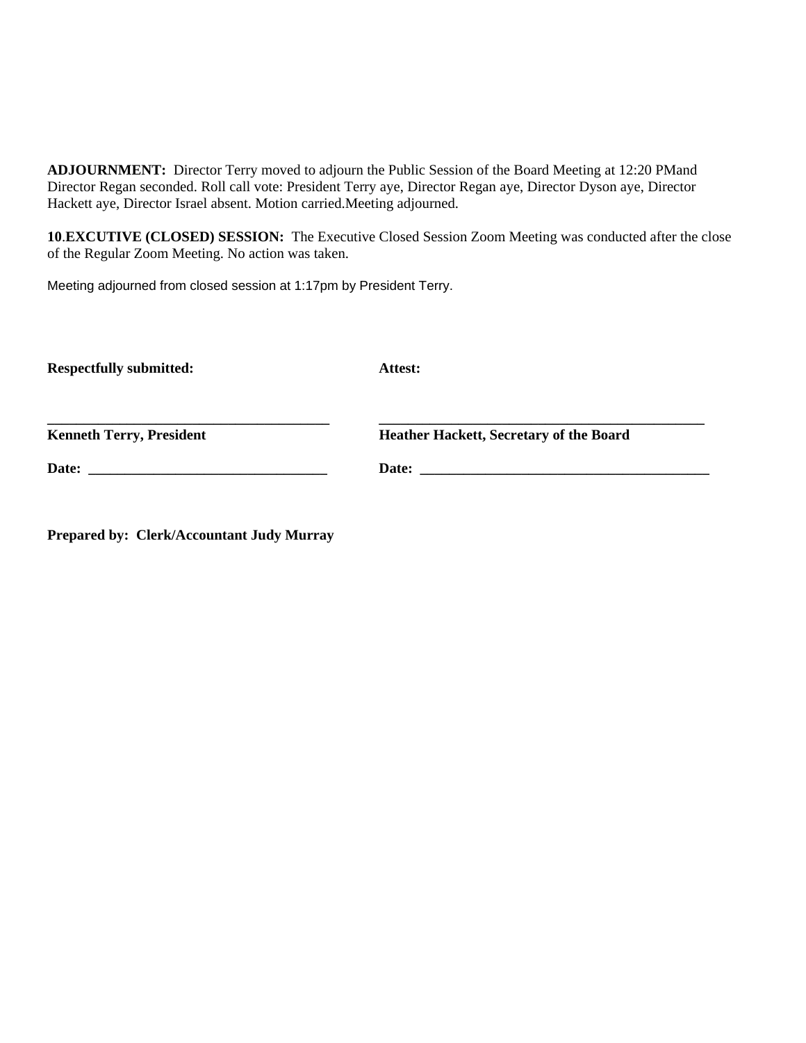**ADJOURNMENT:** Director Terry moved to adjourn the Public Session of the Board Meeting at 12:20 PMand Director Regan seconded. Roll call vote: President Terry aye, Director Regan aye, Director Dyson aye, Director Hackett aye, Director Israel absent. Motion carried.Meeting adjourned.

**10.EXCUTIVE (CLOSED) SESSION:** The Executive Closed Session Zoom Meeting was conducted after the close of the Regular Zoom Meeting. No action was taken.

Meeting adjourned from closed session at 1:17pm by President Terry.

| | |
|---|---|
| **Respectfully submitted:** | **Attest:** |
| _______________________________________ | _____________________________________________ |
| **Kenneth Terry, President** | **Heather Hackett, Secretary of the Board** |
| **Date:** ________________________________ | **Date:** ________________________________________ |

**Prepared by: Clerk/Accountant Judy Murray**